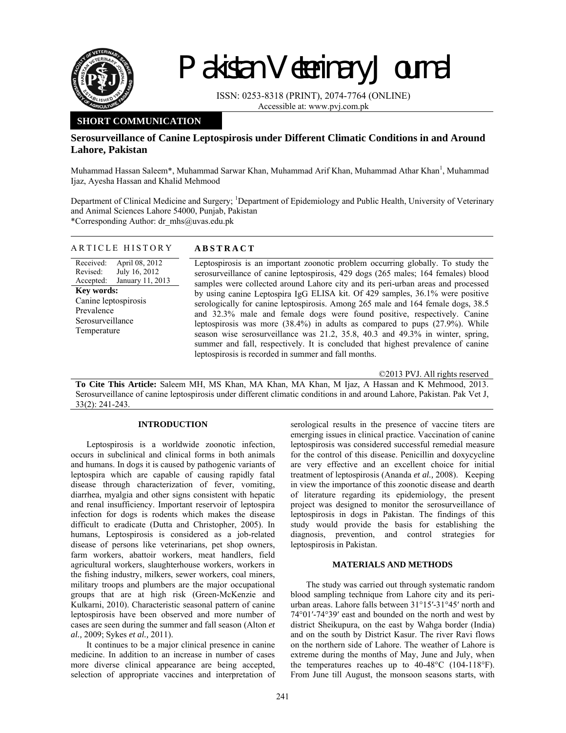# Pakistan Veterinary Journal

ISSN: 0253-8318 (PRINT), 2074-7764 (ONLINE)
Accessible at: www.pvj.com.pk

**SHORT COMMUNICATION**

## Serosurveillance of Canine Leptospirosis under Different Climatic Conditions in and Around Lahore, Pakistan

Muhammad Hassan Saleem*, Muhammad Sarwar Khan, Muhammad Arif Khan, Muhammad Athar Khan[1], Muhammad Ijaz, Ayesha Hassan and Khalid Mehmood

Department of Clinical Medicine and Surgery; [1]Department of Epidemiology and Public Health, University of Veterinary and Animal Sciences Lahore 54000, Punjab, Pakistan
*Corresponding Author: dr_mhs@uvas.edu.pk

**ARTICLE HISTORY**

Received: April 08, 2012
Revised: July 16, 2012
Accepted: January 11, 2013

**Key words:**
Canine leptospirosis
Prevalence
Serosurveillance
Temperature

**ABSTRACT**

Leptospirosis is an important zoonotic problem occurring globally. To study the serosurveillance of canine leptospirosis, 429 dogs (265 males; 164 females) blood samples were collected around Lahore city and its peri-urban areas and processed by using canine Leptospira IgG ELISA kit. Of 429 samples, 36.1% were positive serologically for canine leptospirosis. Among 265 male and 164 female dogs, 38.5 and 32.3% male and female dogs were found positive, respectively. Canine leptospirosis was more (38.4%) in adults as compared to pups (27.9%). While season wise serosurveillance was 21.2, 35.8, 40.3 and 49.3% in winter, spring, summer and fall, respectively. It is concluded that highest prevalence of canine leptospirosis is recorded in summer and fall months.

©2013 PVJ. All rights reserved

**To Cite This Article:** Saleem MH, MS Khan, MA Khan, MA Khan, M Ijaz, A Hassan and K Mehmood, 2013. Serosurveillance of canine leptospirosis under different climatic conditions in and around Lahore, Pakistan. Pak Vet J, 33(2): 241-243.

## INTRODUCTION

Leptospirosis is a worldwide zoonotic infection, occurs in subclinical and clinical forms in both animals and humans. In dogs it is caused by pathogenic variants of leptospira which are capable of causing rapidly fatal disease through characterization of fever, vomiting, diarrhea, myalgia and other signs consistent with hepatic and renal insufficiency. Important reservoir of leptospira infection for dogs is rodents which makes the disease difficult to eradicate (Dutta and Christopher, 2005). In humans, Leptospirosis is considered as a job-related disease of persons like veterinarians, pet shop owners, farm workers, abattoir workers, meat handlers, field agricultural workers, slaughterhouse workers, workers in the fishing industry, milkers, sewer workers, coal miners, military troops and plumbers are the major occupational groups that are at high risk (Green-McKenzie and Kulkarni, 2010). Characteristic seasonal pattern of canine leptospirosis have been observed and more number of cases are seen during the summer and fall season (Alton *et al.,* 2009; Sykes *et al.,* 2011).

It continues to be a major clinical presence in canine medicine. In addition to an increase in number of cases more diverse clinical appearance are being accepted, selection of appropriate vaccines and interpretation of serological results in the presence of vaccine titers are emerging issues in clinical practice. Vaccination of canine leptospirosis was considered successful remedial measure for the control of this disease. Penicillin and doxycycline are very effective and an excellent choice for initial treatment of leptospirosis (Ananda *et al.,* 2008). Keeping in view the importance of this zoonotic disease and dearth of literature regarding its epidemiology, the present project was designed to monitor the serosurveillance of leptospirosis in dogs in Pakistan. The findings of this study would provide the basis for establishing the diagnosis, prevention, and control strategies for leptospirosis in Pakistan.

## MATERIALS AND METHODS

The study was carried out through systematic random blood sampling technique from Lahore city and its peri-urban areas. Lahore falls between 31°15′-31°45′ north and 74°01′-74°39′ east and bounded on the north and west by district Sheikupura, on the east by Wahga border (India) and on the south by District Kasur. The river Ravi flows on the northern side of Lahore. The weather of Lahore is extreme during the months of May, June and July, when the temperatures reaches up to 40-48°C (104-118°F). From June till August, the monsoon seasons starts, with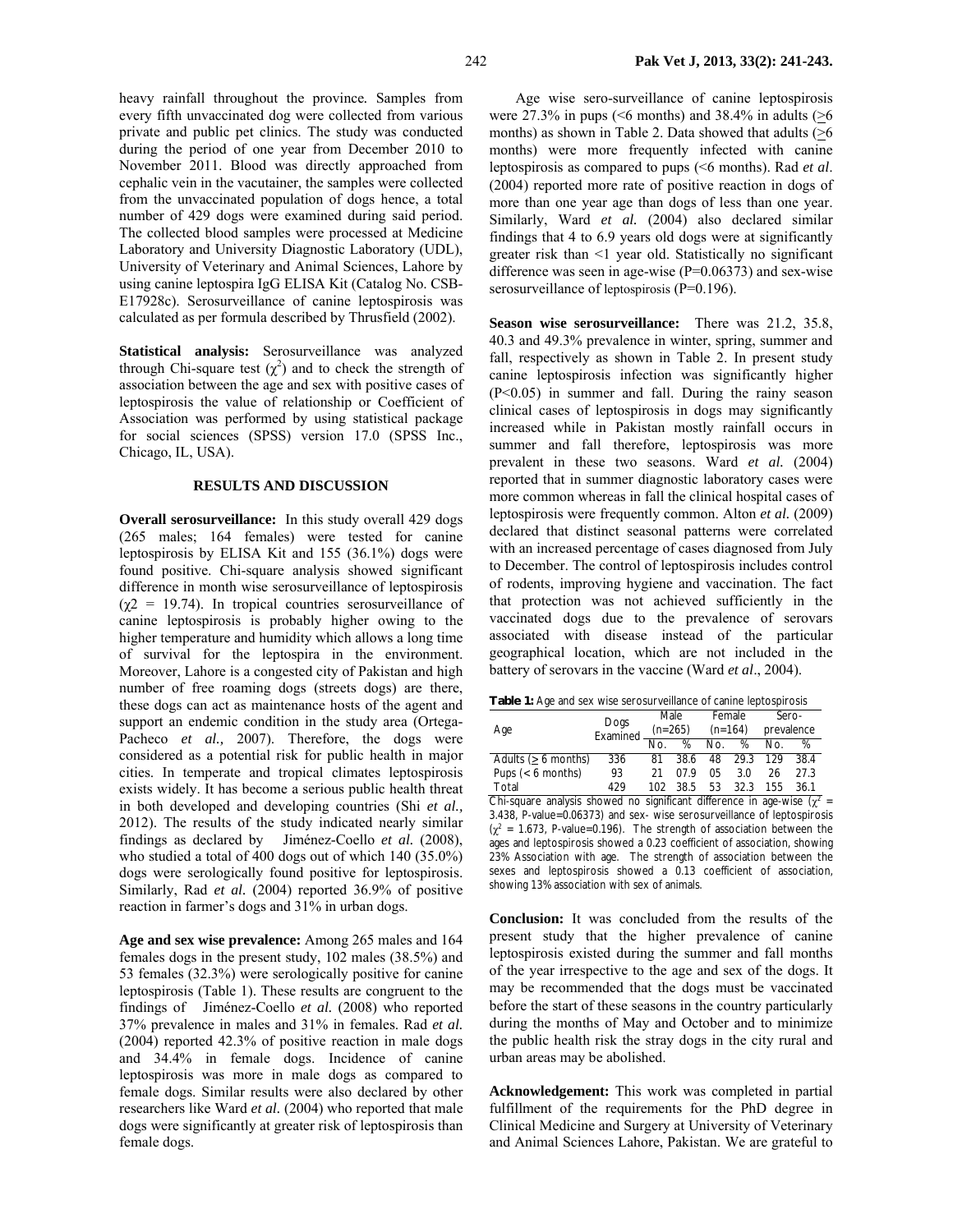heavy rainfall throughout the province. Samples from every fifth unvaccinated dog were collected from various private and public pet clinics. The study was conducted during the period of one year from December 2010 to November 2011. Blood was directly approached from cephalic vein in the vacutainer, the samples were collected from the unvaccinated population of dogs hence, a total number of 429 dogs were examined during said period. The collected blood samples were processed at Medicine Laboratory and University Diagnostic Laboratory (UDL), University of Veterinary and Animal Sciences, Lahore by using canine leptospira IgG ELISA Kit (Catalog No. CSB-E17928c). Serosurveillance of canine leptospirosis was calculated as per formula described by Thrusfield (2002).

**Statistical analysis:** Serosurveillance was analyzed through Chi-square test ($\chi^2$) and to check the strength of association between the age and sex with positive cases of leptospirosis the value of relationship or Coefficient of Association was performed by using statistical package for social sciences (SPSS) version 17.0 (SPSS Inc., Chicago, IL, USA).

## RESULTS AND DISCUSSION

**Overall serosurveillance:** In this study overall 429 dogs (265 males; 164 females) were tested for canine leptospirosis by ELISA Kit and 155 (36.1%) dogs were found positive. Chi-square analysis showed significant difference in month wise serosurveillance of leptospirosis ($\chi^2$ = 19.74). In tropical countries serosurveillance of canine leptospirosis is probably higher owing to the higher temperature and humidity which allows a long time of survival for the leptospira in the environment. Moreover, Lahore is a congested city of Pakistan and high number of free roaming dogs (streets dogs) are there, these dogs can act as maintenance hosts of the agent and support an endemic condition in the study area (Ortega-Pacheco *et al.,* 2007). Therefore, the dogs were considered as a potential risk for public health in major cities. In temperate and tropical climates leptospirosis exists widely. It has become a serious public health threat in both developed and developing countries (Shi *et al.,* 2012). The results of the study indicated nearly similar findings as declared by Jiménez-Coello *et al.* (2008), who studied a total of 400 dogs out of which 140 (35.0%) dogs were serologically found positive for leptospirosis. Similarly, Rad *et al.* (2004) reported 36.9% of positive reaction in farmer's dogs and 31% in urban dogs.

**Age and sex wise prevalence:** Among 265 males and 164 females dogs in the present study, 102 males (38.5%) and 53 females (32.3%) were serologically positive for canine leptospirosis (Table 1). These results are congruent to the findings of Jiménez-Coello *et al.* (2008) who reported 37% prevalence in males and 31% in females. Rad *et al.* (2004) reported 42.3% of positive reaction in male dogs and 34.4% in female dogs. Incidence of canine leptospirosis was more in male dogs as compared to female dogs. Similar results were also declared by other researchers like Ward *et al.* (2004) who reported that male dogs were significantly at greater risk of leptospirosis than female dogs.

Age wise sero-surveillance of canine leptospirosis were 27.3% in pups (<6 months) and 38.4% in adults (≥6 months) as shown in Table 2. Data showed that adults (≥6 months) were more frequently infected with canine leptospirosis as compared to pups (<6 months). Rad *et al.* (2004) reported more rate of positive reaction in dogs of more than one year age than dogs of less than one year. Similarly, Ward *et al.* (2004) also declared similar findings that 4 to 6.9 years old dogs were at significantly greater risk than <1 year old. Statistically no significant difference was seen in age-wise (P=0.06373) and sex-wise serosurveillance of leptospirosis (P=0.196).

**Season wise serosurveillance:** There was 21.2, 35.8, 40.3 and 49.3% prevalence in winter, spring, summer and fall, respectively as shown in Table 2. In present study canine leptospirosis infection was significantly higher (P<0.05) in summer and fall. During the rainy season clinical cases of leptospirosis in dogs may significantly increased while in Pakistan mostly rainfall occurs in summer and fall therefore, leptospirosis was more prevalent in these two seasons. Ward *et al.* (2004) reported that in summer diagnostic laboratory cases were more common whereas in fall the clinical hospital cases of leptospirosis were frequently common. Alton *et al.* (2009) declared that distinct seasonal patterns were correlated with an increased percentage of cases diagnosed from July to December. The control of leptospirosis includes control of rodents, improving hygiene and vaccination. The fact that protection was not achieved sufficiently in the vaccinated dogs due to the prevalence of serovars associated with disease instead of the particular geographical location, which are not included in the battery of serovars in the vaccine (Ward *et al*., 2004).

**Table 1:** Age and sex wise serosurveillance of canine leptospirosis

| Age | Dogs Examined | Male (n=265) | | Female (n=164) | | Sero-prevalence | |
|---|---|---|---|---|---|---|---|
| | | No. | % | No. | % | No. | % |
| Adults (≥ 6 months) | 336 | 81 | 38.6 | 48 | 29.3 | 129 | 38.4 |
| Pups (< 6 months) | 93 | 21 | 07.9 | 05 | 3.0 | 26 | 27.3 |
| Total | 429 | 102 | 38.5 | 53 | 32.3 | 155 | 36.1 |

Chi-square analysis showed no significant difference in age-wise ($\chi^2$ = 3.438, P-value=0.06373) and sex- wise serosurveillance of leptospirosis ($\chi^2$ = 1.673, P-value=0.196). The strength of association between the ages and leptospirosis showed a 0.23 coefficient of association, showing 23% Association with age. The strength of association between the sexes and leptospirosis showed a 0.13 coefficient of association, showing 13% association with sex of animals.

**Conclusion:** It was concluded from the results of the present study that the higher prevalence of canine leptospirosis existed during the summer and fall months of the year irrespective to the age and sex of the dogs. It may be recommended that the dogs must be vaccinated before the start of these seasons in the country particularly during the months of May and October and to minimize the public health risk the stray dogs in the city rural and urban areas may be abolished.

**Acknowledgement:** This work was completed in partial fulfillment of the requirements for the PhD degree in Clinical Medicine and Surgery at University of Veterinary and Animal Sciences Lahore, Pakistan. We are grateful to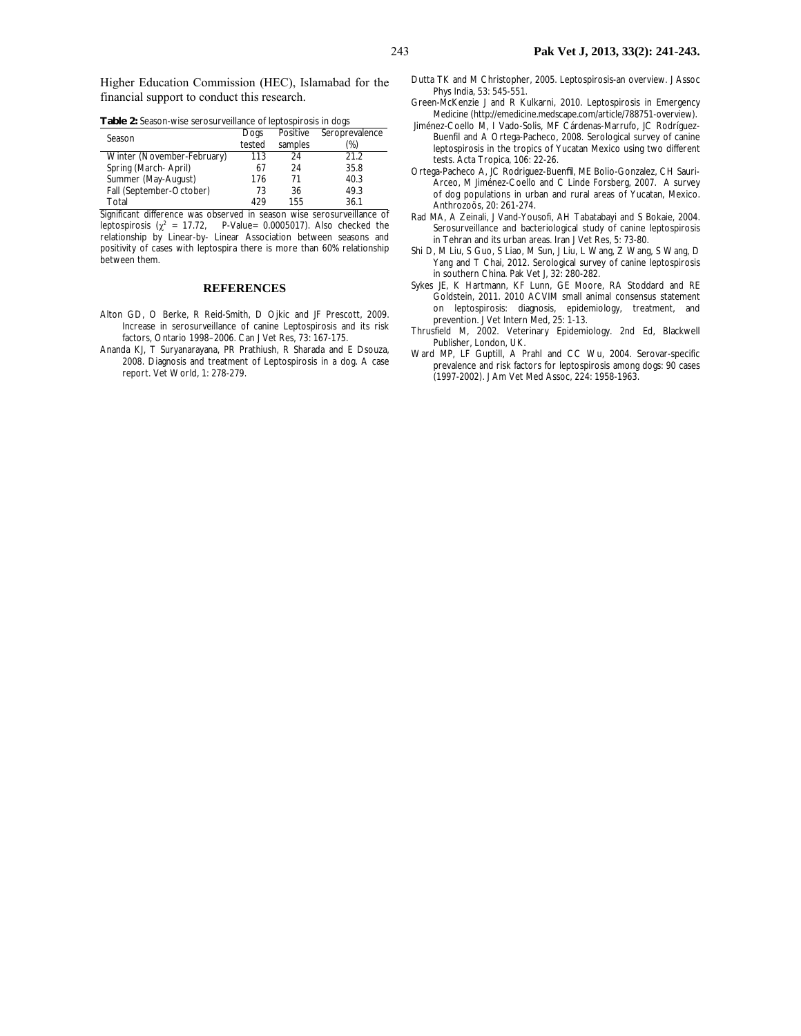Higher Education Commission (HEC), Islamabad for the financial support to conduct this research.

**Table 2:** Season-wise serosurveillance of leptospirosis in dogs

| Season | Dogs tested | Positive samples | Seroprevalence (%) |
|---|---|---|---|
| Winter (November-February) | 113 | 24 | 21.2 |
| Spring (March- April) | 67 | 24 | 35.8 |
| Summer (May-August) | 176 | 71 | 40.3 |
| Fall (September-October) | 73 | 36 | 49.3 |
| Total | 429 | 155 | 36.1 |

Significant difference was observed in season wise serosurveillance of leptospirosis ($\chi^2$ = 17.72, P-Value= 0.0005017). Also checked the relationship by Linear-by- Linear Association between seasons and positivity of cases with leptospira there is more than 60% relationship between them.

## REFERENCES

Alton GD, O Berke, R Reid-Smith, D Ojkic and JF Prescott, 2009. Increase in serosurveillance of canine Leptospirosis and its risk factors, Ontario 1998–2006. Can J Vet Res, 73: 167-175.

Ananda KJ, T Suryanarayana, PR Prathiush, R Sharada and E Dsouza, 2008. Diagnosis and treatment of Leptospirosis in a dog. A case report. Vet World, 1: 278-279.

Dutta TK and M Christopher, 2005. Leptospirosis-an overview. J Assoc Phys India, 53: 545-551.

Green-McKenzie J and R Kulkarni, 2010. Leptospirosis in Emergency Medicine (http://emedicine.medscape.com/article/788751-overview).

Jiménez-Coello M, I Vado-Solis, MF Cárdenas-Marrufo, JC Rodríguez-Buenfil and A Ortega-Pacheco, 2008. Serological survey of canine leptospirosis in the tropics of Yucatan Mexico using two different tests. Acta Tropica, 106: 22-26.

Ortega-Pacheco A, JC Rodriguez-Buenfil, ME Bolio-Gonzalez, CH Sauri-Arceo, M Jiménez-Coello and C Linde Forsberg, 2007. A survey of dog populations in urban and rural areas of Yucatan, Mexico. Anthrozoös, 20: 261-274.

Rad MA, A Zeinali, J Vand-Yousofi, AH Tabatabayi and S Bokaie, 2004. Serosurveillance and bacteriological study of canine leptospirosis in Tehran and its urban areas. Iran J Vet Res, 5: 73-80.

Shi D, M Liu, S Guo, S Liao, M Sun, J Liu, L Wang, Z Wang, S Wang, D Yang and T Chai, 2012. Serological survey of canine leptospirosis in southern China. Pak Vet J, 32: 280-282.

Sykes JE, K Hartmann, KF Lunn, GE Moore, RA Stoddard and RE Goldstein, 2011. 2010 ACVIM small animal consensus statement on leptospirosis: diagnosis, epidemiology, treatment, and prevention. J Vet Intern Med, 25: 1-13.

Thrusfield M, 2002. Veterinary Epidemiology. 2nd Ed, Blackwell Publisher, London, UK.

Ward MP, LF Guptill, A Prahl and CC Wu, 2004. Serovar-specific prevalence and risk factors for leptospirosis among dogs: 90 cases (1997-2002). J Am Vet Med Assoc, 224: 1958-1963.